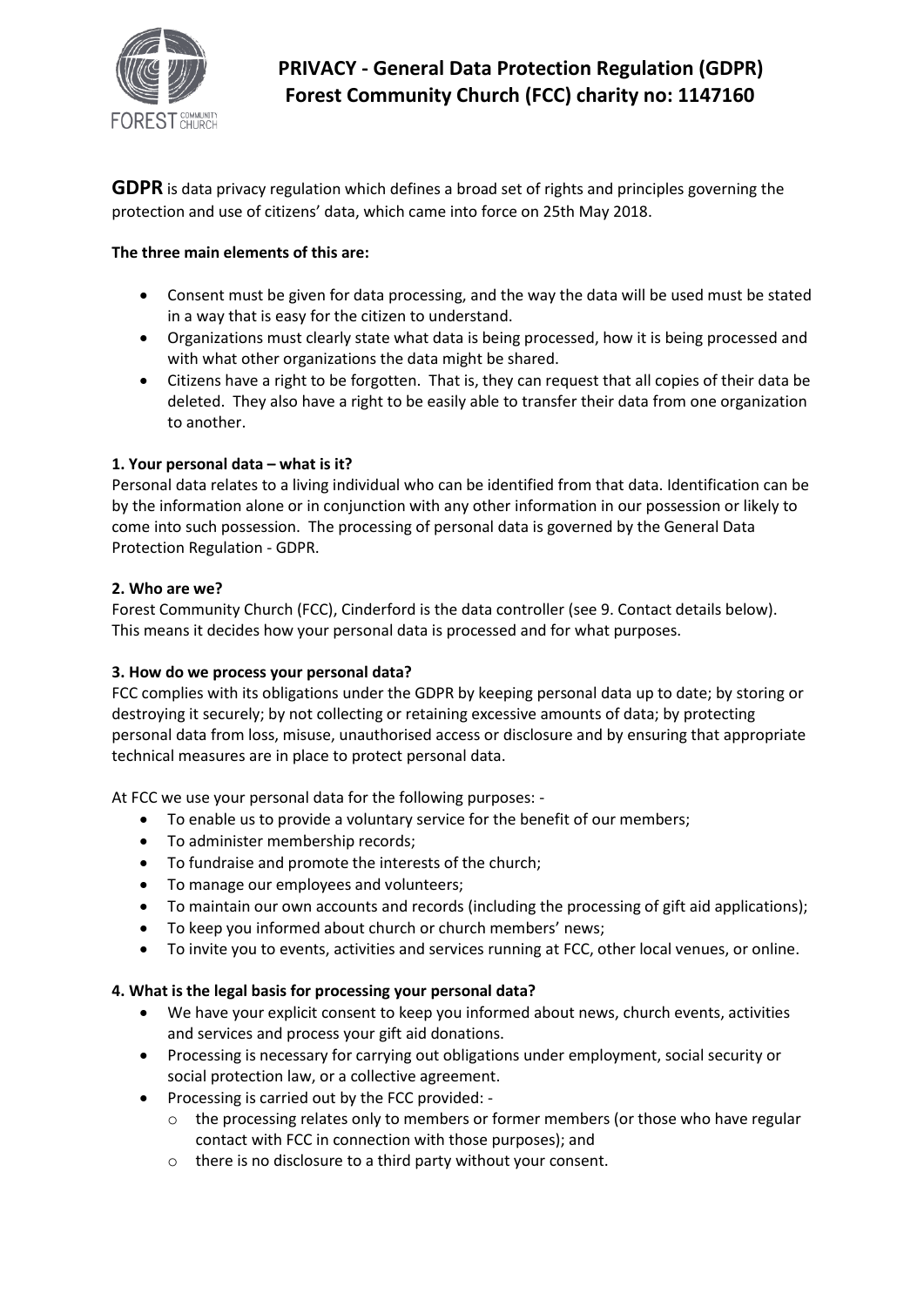# PRIVACY - General Data Protection Regulation (GDPR)
# Forest Community Church (FCC) charity no: 1147160

**GDPR** is data privacy regulation which defines a broad set of rights and principles governing the protection and use of citizens' data, which came into force on 25th May 2018.

**The three main elements of this are:**

- Consent must be given for data processing, and the way the data will be used must be stated in a way that is easy for the citizen to understand.
- Organizations must clearly state what data is being processed, how it is being processed and with what other organizations the data might be shared.
- Citizens have a right to be forgotten. That is, they can request that all copies of their data be deleted. They also have a right to be easily able to transfer their data from one organization to another.

**1. Your personal data – what is it?**

Personal data relates to a living individual who can be identified from that data. Identification can be by the information alone or in conjunction with any other information in our possession or likely to come into such possession. The processing of personal data is governed by the General Data Protection Regulation - GDPR.

**2. Who are we?**

Forest Community Church (FCC), Cinderford is the data controller (see 9. Contact details below). This means it decides how your personal data is processed and for what purposes.

**3. How do we process your personal data?**

FCC complies with its obligations under the GDPR by keeping personal data up to date; by storing or destroying it securely; by not collecting or retaining excessive amounts of data; by protecting personal data from loss, misuse, unauthorised access or disclosure and by ensuring that appropriate technical measures are in place to protect personal data.

At FCC we use your personal data for the following purposes: -

- To enable us to provide a voluntary service for the benefit of our members;
- To administer membership records;
- To fundraise and promote the interests of the church;
- To manage our employees and volunteers;
- To maintain our own accounts and records (including the processing of gift aid applications);
- To keep you informed about church or church members' news;
- To invite you to events, activities and services running at FCC, other local venues, or online.

**4. What is the legal basis for processing your personal data?**

- We have your explicit consent to keep you informed about news, church events, activities and services and process your gift aid donations.
- Processing is necessary for carrying out obligations under employment, social security or social protection law, or a collective agreement.
- Processing is carried out by the FCC provided: -
  - the processing relates only to members or former members (or those who have regular contact with FCC in connection with those purposes); and
  - there is no disclosure to a third party without your consent.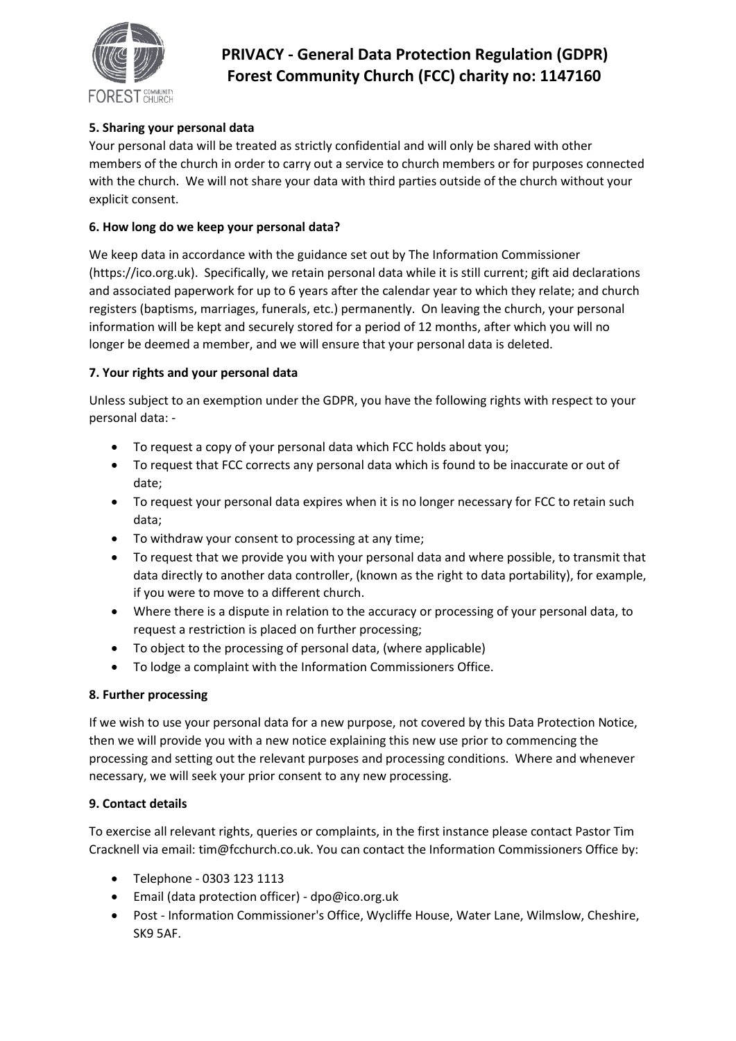### 5. Sharing your personal data

Your personal data will be treated as strictly confidential and will only be shared with other members of the church in order to carry out a service to church members or for purposes connected with the church. We will not share your data with third parties outside of the church without your explicit consent.

### 6. How long do we keep your personal data?

We keep data in accordance with the guidance set out by The Information Commissioner (https://ico.org.uk). Specifically, we retain personal data while it is still current; gift aid declarations and associated paperwork for up to 6 years after the calendar year to which they relate; and church registers (baptisms, marriages, funerals, etc.) permanently. On leaving the church, your personal information will be kept and securely stored for a period of 12 months, after which you will no longer be deemed a member, and we will ensure that your personal data is deleted.

### 7. Your rights and your personal data

Unless subject to an exemption under the GDPR, you have the following rights with respect to your personal data: -

- To request a copy of your personal data which FCC holds about you;
- To request that FCC corrects any personal data which is found to be inaccurate or out of date;
- To request your personal data expires when it is no longer necessary for FCC to retain such data;
- To withdraw your consent to processing at any time;
- To request that we provide you with your personal data and where possible, to transmit that data directly to another data controller, (known as the right to data portability), for example, if you were to move to a different church.
- Where there is a dispute in relation to the accuracy or processing of your personal data, to request a restriction is placed on further processing;
- To object to the processing of personal data, (where applicable)
- To lodge a complaint with the Information Commissioners Office.

### 8. Further processing

If we wish to use your personal data for a new purpose, not covered by this Data Protection Notice, then we will provide you with a new notice explaining this new use prior to commencing the processing and setting out the relevant purposes and processing conditions. Where and whenever necessary, we will seek your prior consent to any new processing.

### 9. Contact details

To exercise all relevant rights, queries or complaints, in the first instance please contact Pastor Tim Cracknell via email: tim@fcchurch.co.uk. You can contact the Information Commissioners Office by:

- Telephone - 0303 123 1113
- Email (data protection officer) - dpo@ico.org.uk
- Post - Information Commissioner's Office, Wycliffe House, Water Lane, Wilmslow, Cheshire, SK9 5AF.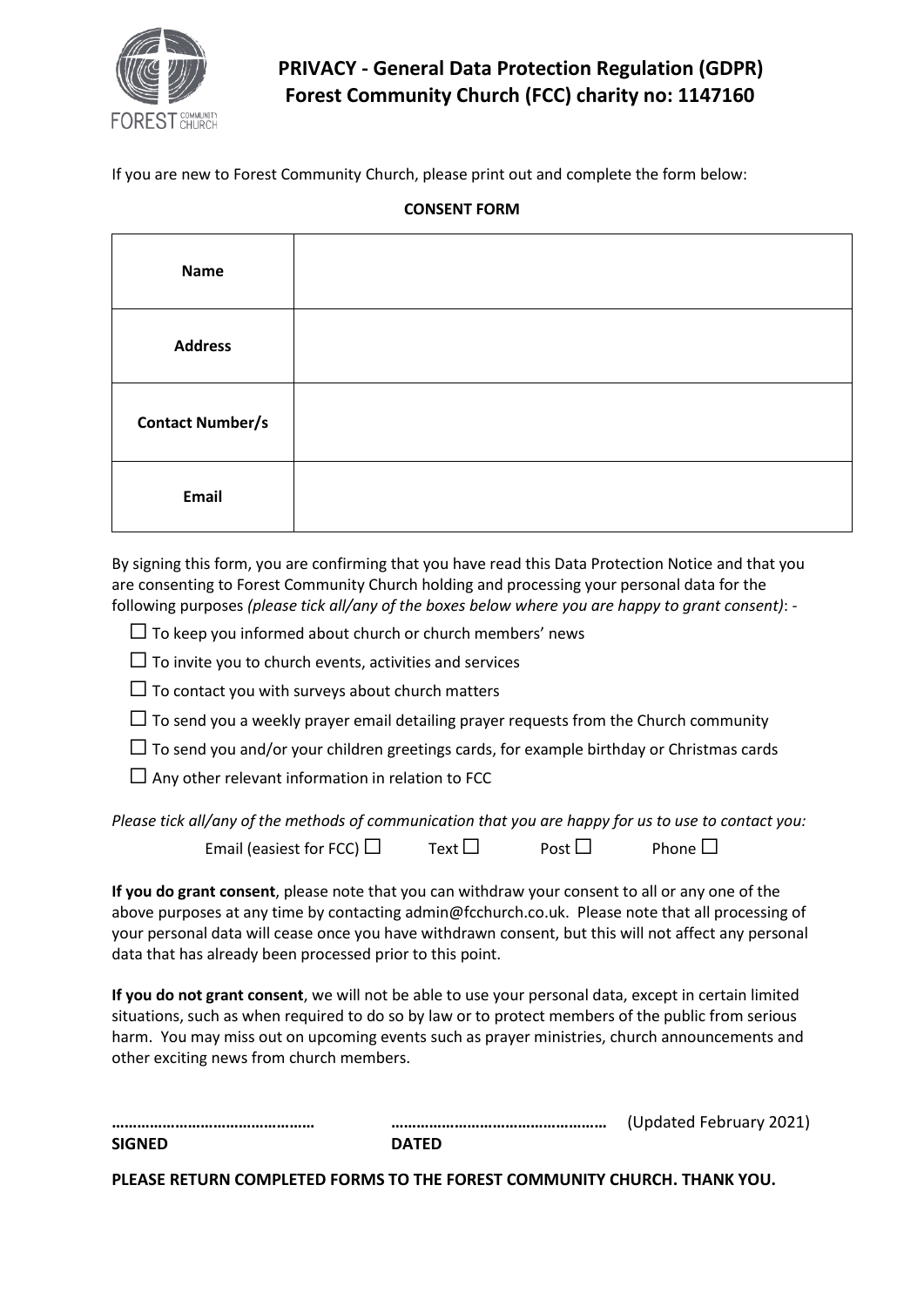## PRIVACY - General Data Protection Regulation (GDPR)
## Forest Community Church (FCC) charity no: 1147160

If you are new to Forest Community Church, please print out and complete the form below:

**CONSENT FORM**

| | |
|---|---|
| **Name** | |
| **Address** | |
| **Contact Number/s** | |
| **Email** | |

By signing this form, you are confirming that you have read this Data Protection Notice and that you are consenting to Forest Community Church holding and processing your personal data for the following purposes *(please tick all/any of the boxes below where you are happy to grant consent)*: -

☐ To keep you informed about church or church members' news

☐ To invite you to church events, activities and services

☐ To contact you with surveys about church matters

☐ To send you a weekly prayer email detailing prayer requests from the Church community

☐ To send you and/or your children greetings cards, for example birthday or Christmas cards

☐ Any other relevant information in relation to FCC

*Please tick all/any of the methods of communication that you are happy for us to use to contact you:*

Email (easiest for FCC) ☐ Text ☐ Post ☐ Phone ☐

**If you do grant consent**, please note that you can withdraw your consent to all or any one of the above purposes at any time by contacting admin@fcchurch.co.uk. Please note that all processing of your personal data will cease once you have withdrawn consent, but this will not affect any personal data that has already been processed prior to this point.

**If you do not grant consent**, we will not be able to use your personal data, except in certain limited situations, such as when required to do so by law or to protect members of the public from serious harm. You may miss out on upcoming events such as prayer ministries, church announcements and other exciting news from church members.

**………………………………………** **…………………………………………** (Updated February 2021)

**SIGNED** **DATED**

**PLEASE RETURN COMPLETED FORMS TO THE FOREST COMMUNITY CHURCH. THANK YOU.**